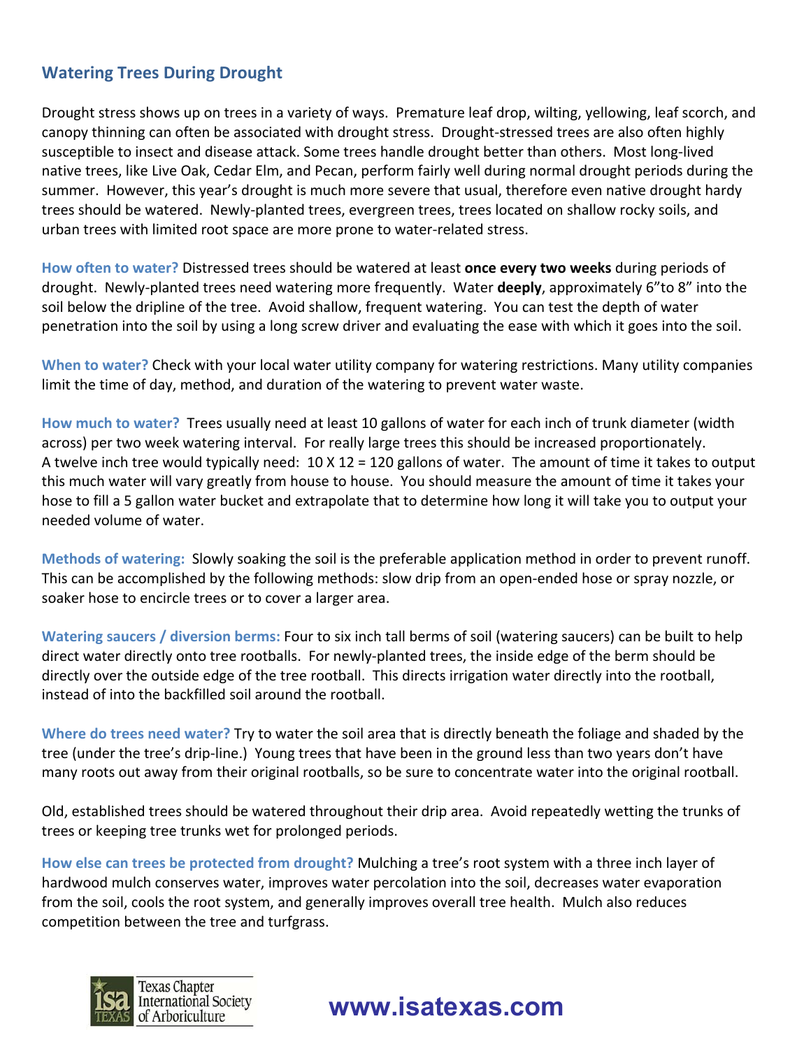## Watering Trees During Drought

Drought stress shows up on trees in a variety of ways. Premature leaf drop, wilting, yellowing, leaf scorch, and canopy thinning can often be associated with drought stress. Drought-stressed trees are also often highly susceptible to insect and disease attack. Some trees handle drought better than others. Most long-lived native trees, like Live Oak, Cedar Elm, and Pecan, perform fairly well during normal drought periods during the summer. However, this year's drought is much more severe that usual, therefore even native drought hardy trees should be watered. Newly-planted trees, evergreen trees, trees located on shallow rocky soils, and urban trees with limited root space are more prone to water-related stress.

**How often to water?** Distressed trees should be watered at least **once every two weeks** during periods of drought. Newly-planted trees need watering more frequently. Water **deeply**, approximately 6"to 8" into the soil below the dripline of the tree. Avoid shallow, frequent watering. You can test the depth of water penetration into the soil by using a long screw driver and evaluating the ease with which it goes into the soil.

**When to water?** Check with your local water utility company for watering restrictions. Many utility companies limit the time of day, method, and duration of the watering to prevent water waste.

**How much to water?** Trees usually need at least 10 gallons of water for each inch of trunk diameter (width across) per two week watering interval. For really large trees this should be increased proportionately. A twelve inch tree would typically need: 10 X 12 = 120 gallons of water. The amount of time it takes to output this much water will vary greatly from house to house. You should measure the amount of time it takes your hose to fill a 5 gallon water bucket and extrapolate that to determine how long it will take you to output your needed volume of water.

**Methods of watering:** Slowly soaking the soil is the preferable application method in order to prevent runoff. This can be accomplished by the following methods: slow drip from an open-ended hose or spray nozzle, or soaker hose to encircle trees or to cover a larger area.

**Watering saucers / diversion berms:** Four to six inch tall berms of soil (watering saucers) can be built to help direct water directly onto tree rootballs. For newly-planted trees, the inside edge of the berm should be directly over the outside edge of the tree rootball. This directs irrigation water directly into the rootball, instead of into the backfilled soil around the rootball.

**Where do trees need water?** Try to water the soil area that is directly beneath the foliage and shaded by the tree (under the tree's drip-line.) Young trees that have been in the ground less than two years don't have many roots out away from their original rootballs, so be sure to concentrate water into the original rootball.

Old, established trees should be watered throughout their drip area. Avoid repeatedly wetting the trunks of trees or keeping tree trunks wet for prolonged periods.

**How else can trees be protected from drought?** Mulching a tree's root system with a three inch layer of hardwood mulch conserves water, improves water percolation into the soil, decreases water evaporation from the soil, cools the root system, and generally improves overall tree health. Mulch also reduces competition between the tree and turfgrass.

Texas Chapter International Society of Arboriculture

**www.isatexas.com**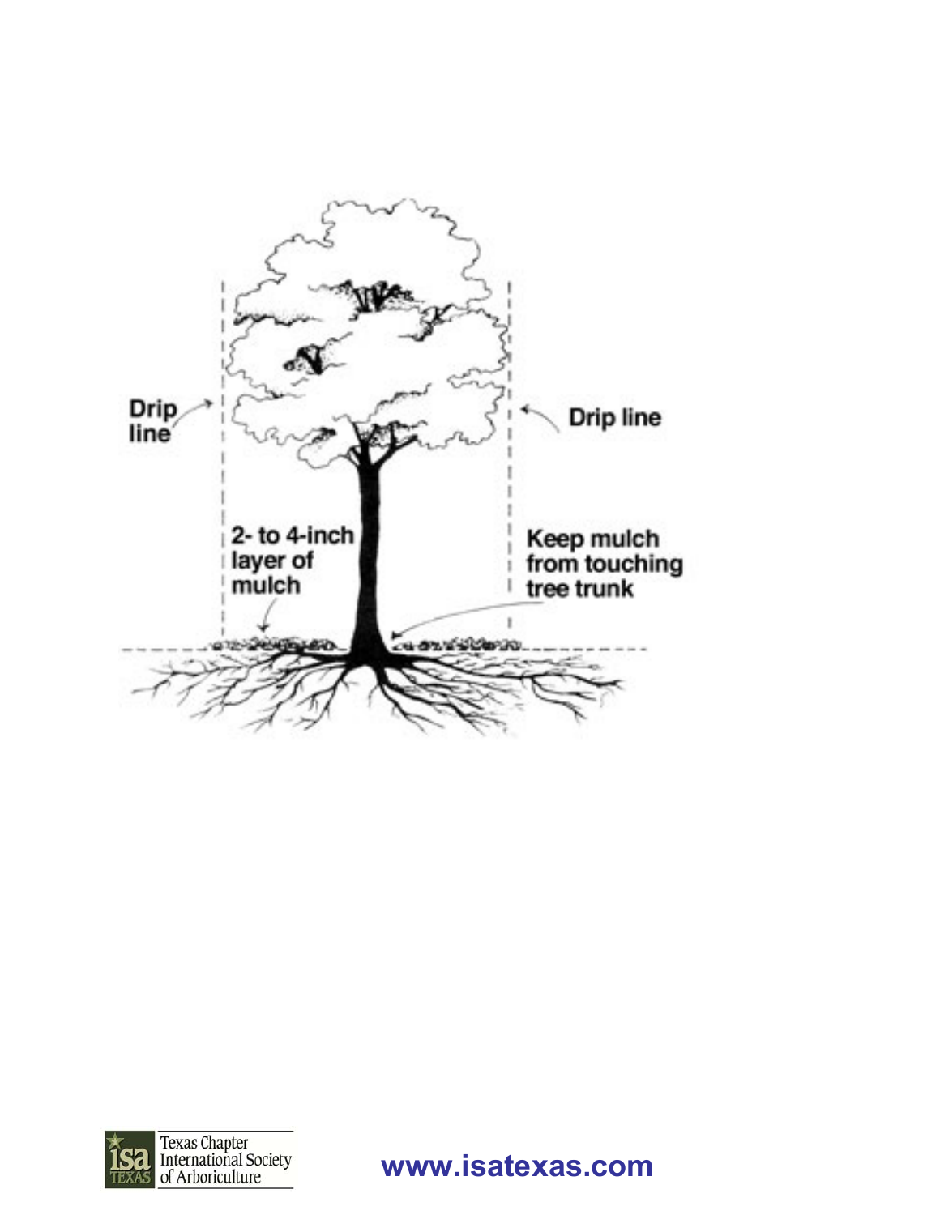Drip line

Drip line

2- to 4-inch layer of mulch

Keep mulch from touching tree trunk

Texas Chapter International Society of Arboriculture

www.isatexas.com